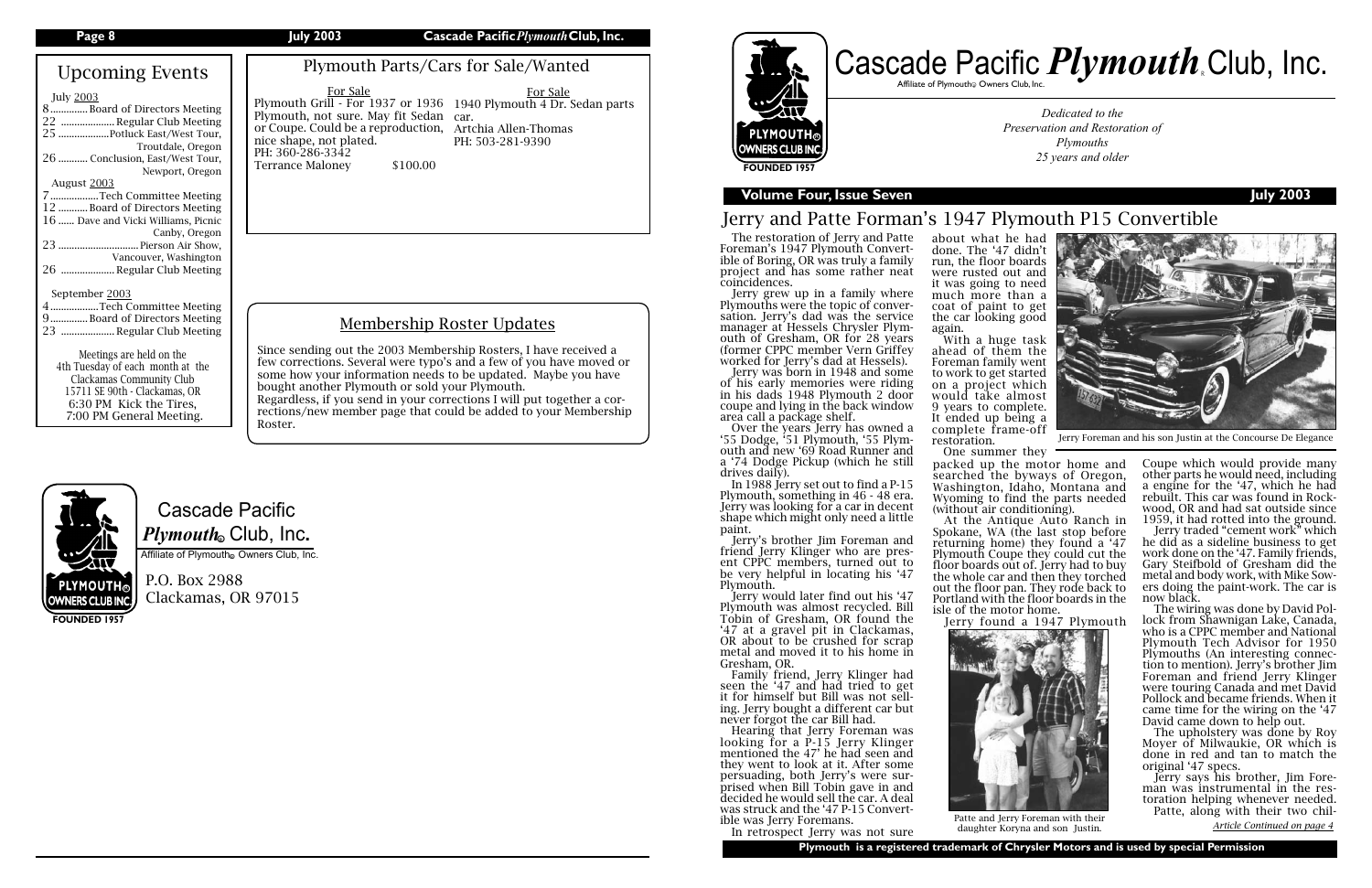## Upcoming Events

July 2003
- 8 ............ Board of Directors Meeting
- 22 ................... Regular Club Meeting
- 25 ..................Potluck East/West Tour, Troutdale, Oregon
- 26 ........... Conclusion, East/West Tour, Newport, Oregon

August 2003
- 7 .................Tech Committee Meeting
- 12 ........... Board of Directors Meeting
- 16 ...... Dave and Vicki Williams, Picnic Canby, Oregon
- 23 ............................. Pierson Air Show, Vancouver, Washington
- 26 ................... Regular Club Meeting

September 2003
- 4 .................Tech Committee Meeting
- 9 ............ Board of Directors Meeting
- 23 ................... Regular Club Meeting

Meetings are held on the 4th Tuesday of each month at the Clackamas Community Club 15711 SE 90th - Clackamas, OR 6:30 PM Kick the Tires, 7:00 PM General Meeting.

## Plymouth Parts/Cars for Sale/Wanted

**For Sale**
Plymouth Grill - For 1937 or 1936 Plymouth, not sure. May fit Sedan or Coupe. Could be a reproduction, nice shape, not plated.
PH: 360-286-3342
Terrance Maloney $100.00

**For Sale**
1940 Plymouth 4 Dr. Sedan parts car.
Artchia Allen-Thomas
PH: 503-281-9390

## Membership Roster Updates

Since sending out the 2003 Membership Rosters, I have received a few corrections. Several were typo's and a few of you have moved or some how your information needs to be updated. Maybe you have bought another Plymouth or sold your Plymouth.
Regardless, if you send in your corrections I will put together a corrections/new member page that could be added to your Membership Roster.

Cascade Pacific *Plymouth*® Club, Inc.
Affiliate of Plymouth® Owners Club, Inc.
P.O. Box 2988
Clackamas, OR 97015

# Cascade Pacific *Plymouth*® Club, Inc.

Affiliate of Plymouth® Owners Club, Inc.

*Dedicated to the Preservation and Restoration of Plymouths 25 years and older*

**Volume Four, Issue Seven** **July 2003**

## Jerry and Patte Forman's 1947 Plymouth P15 Convertible

The restoration of Jerry and Patte Foreman's 1947 Plymouth Convertible of Boring, OR was truly a family project and has some rather neat coincidences.

Jerry grew up in a family where Plymouths were the topic of conversation. Jerry's dad was the service manager at Hessels Chrysler Plymouth of Gresham, OR for 28 years (former CPPC member Vern Griffey worked for Jerry's dad at Hessels).

Jerry was born in 1948 and some of his early memories were riding in his dads 1948 Plymouth 2 door coupe and lying in the back window area call a package shelf.

Over the years Jerry has owned a '55 Dodge, '51 Plymouth, '55 Plymouth and new '69 Road Runner and a '74 Dodge Pickup (which he still drives daily).

In 1988 Jerry set out to find a P-15 Plymouth, something in 46 - 48 era. Jerry was looking for a car in decent shape which might only need a little paint.

Jerry's brother Jim Foreman and friend Jerry Klinger who are present CPPC members, turned out to be very helpful in locating his '47 Plymouth.

Jerry would later find out his '47 Plymouth was almost recycled. Bill Tobin of Gresham, OR found the '47 at a gravel pit in Clackamas, OR about to be crushed for scrap metal and moved it to his home in Gresham, OR.

Family friend, Jerry Klinger had seen the '47 and had tried to get it for himself but Bill was not selling. Jerry bought a different car but never forgot the car Bill had.

Hearing that Jerry Foreman was looking for a P-15 Jerry Klinger mentioned the 47' he had seen and they went to look at it. After some persuading, both Jerry's were surprised when Bill Tobin gave in and decided he would sell the car. A deal was struck and the '47 P-15 Convertible was Jerry Foremans.

In retrospect Jerry was not sure about what he had done. The '47 didn't run, the floor boards were rusted out and it was going to need much more than a coat of paint to get the car looking good again.

With a huge task ahead of them the Foreman family went to work to get started on a project which would take almost 9 years to complete. It ended up being a complete frame-off restoration.

Jerry Foreman and his son Justin at the Concourse De Elegance

One summer they packed up the motor home and searched the byways of Oregon, Washington, Idaho, Montana and Wyoming to find the parts needed (without air conditioning).

At the Antique Auto Ranch in Spokane, WA (the last stop before returning home) they found a '47 Plymouth Coupe they could cut the floor boards out of. Jerry had to buy the whole car and then they torched out the floor pan. They rode back to Portland with the floor boards in the isle of the motor home.

Jerry found a 1947 Plymouth Coupe which would provide many other parts he would need, including a engine for the '47, which he had rebuilt. This car was found in Rockwood, OR and had sat outside since 1959, it had rotted into the ground.

Patte and Jerry Foreman with their daughter Koryna and son Justin.

Jerry traded "cement work" which he did as a sideline business to get work done on the '47. Family friends, Gary Steifbold of Gresham did the metal and body work, with Mike Sowers doing the paint-work. The car is now black.

The wiring was done by David Pollock from Shawnigan Lake, Canada, who is a CPPC member and National Plymouth Tech Advisor for 1950 Plymouths (An interesting connection to mention). Jerry's brother Jim Foreman and friend Jerry Klinger were touring Canada and met David Pollock and became friends. When it came time for the wiring on the '47 David came down to help out.

The upholstery was done by Roy Moyer of Milwaukie, OR which is done in red and tan to match the original '47 specs.

Jerry says his brother, Jim Foreman was instrumental in the restoration helping whenever needed.

Patte, along with their two chil-

*Article Continued on page 4*

**Plymouth is a registered trademark of Chrysler Motors and is used by special Permission**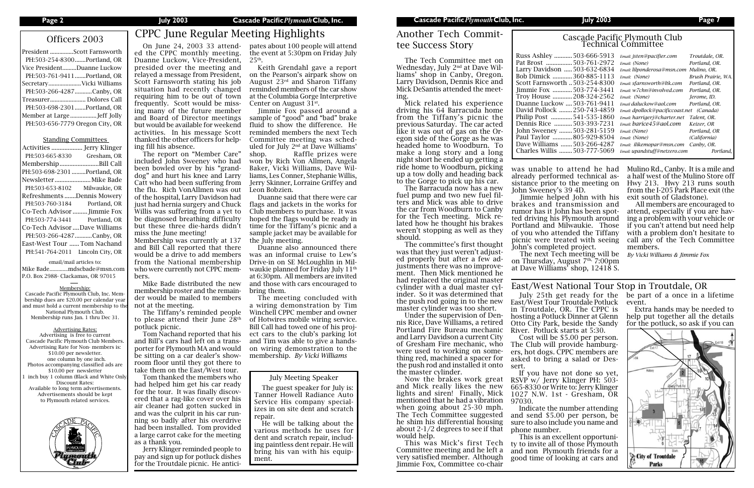## Officers 2003

President ...............Scott Farnsworth
PH:503-254-8300.......Portland, OR
Vice President.........Duanne Luckow
PH:503-761-9411.......Portland, OR
Secretary.....................Vicki Williams
PH:503-266-4287...........Canby, OR
Treasurer...................... Dolores Call
PH:503-698-2301.......Portland, OR
Member at Large.................Jeff Jolly
PH:503-656-7779 Oregon City, OR

### Standing Committees

Activities ................... Jerry Klinger
PH:503-665-8330 Gresham, OR
Membership........................Bill Call
PH:503-698-2301 .........Portland, OR
Newsletter......................Mike Bade
PH:503-653-8102 Milwaukie, OR
Refreshments .......Dennis Mowery
PH:503-760-3184 Portland, OR
Co-Tech Advisor .........Jimmie Fox
PH:503-774-3441 Portland, OR
Co-Tech Advisor ....Dave Williams
PH:503-266-4287...........Canby, OR
East-West Tour ......Tom Nachand
PH:541-764-2011 Lincoln City, OR

email/mail articles to:
Mike Bade..............mdscbade@msn.com
P.O. Box 2988- Clackamas, OR 97015

Membership:
Cascade Pacific Plymouth Club, Inc. Membership dues are $20.00 per calendar year and must hold a current membership to the National Plymouth Club.
Membership runs Jan. 1 thru Dec 31.

Advertising Rates:
Advertising is free to current Cascade Pacific Plymouth Club Members.
Advertising Rate for Non- members is: $10.00 per newsletter.
one column by one inch.
Photos accompanying classified ads are $10.00 per newsletter
1 inch buy 1 column (Black and White Only)
Discount Rates:
Available to long term advertisements.
Advertisements should be kept to Plymouth related services.

# CPPC June Regular Meeting Highlights

On June 24, 2003 33 attended the CPPC monthly meeting. Duanne Luckow, Vice-President, presided over the meeting and relayed a message from President, Scott Farnsworth stating his job situation had recently changed requiring him to be out of town frequently. Scott would be missing many of the future member and Board of Director meetings but would be available for weekend activities. In his message Scott thanked the other officers for helping fill his absence.

The report on "Member Care" included John Sweeney who had been bowled over by his "granddog" and hurt his knee and Larry Catt who had been suffering from the flu. Rich VonAllmen was out of the hospital, Larry Davidson had just had hernia surgery and Chuck Willis was suffering from a yet to be diagnosed breathing difficulty but these three die-hards didn't miss the June meeting!

Membership was currently at 137 and Bill Call reported that there would be a drive to add members from the National membership who were currently not CPPC members.

Mike Bade distributed the new membership roster and the remainder would be mailed to members not at the meeting.

The Tiffany's reminded people to please attend their June 28th potluck picnic.

Tom Nachand reported that his and Bill's cars had left on a transporter for Plymouth MA and would be sitting on a car dealer's showroom floor until they got there to take them on the East/West tour.

Tom thanked the members who had helped him get his car ready for the tour. It was finally discovered that a rag-like cover over his air cleaner had gotten sucked in and was the culprit in his car running so badly after his overdrive had been installed. Tom provided a large carrot cake for the meeting as a thank you.

Jerry Klinger reminded people to pay and sign up for potluck dishes for the Troutdale picnic. He anticipates about 100 people will attend the event at 5:30pm on Friday July 25th.

Keith Grendahl gave a report on the Pearson's airpark show on August 23rd and Sharon Tiffany reminded members of the car show at the Columbia Gorge Interpretive Center on August 31st.

Jimmie Fox passed around a sample of "good" and "bad" brake fluid to show the difference. He reminded members the next Tech Committee meeting was scheduled for July 2nd at Dave Williams' shop. Raffle prizes were won by Rich Von Allmen, Angela Baker, Vicki Williams, Dave Williams, Les Conner, Stephanie Willis, Jerry Skinner, Lorraine Griffey and Leon Bobzien.

Duanne said that there were car flags and jackets in the works for Club members to purchase. It was hoped the flags would be ready in time for the Tiffany's picnic and a sample jacket may be available for the July meeting.

Duanne also announced there was an informal cruise to Lew's Drive-in on SE McLoughlin in Milwaukie planned for Friday July 11th at 6:30pm. All members are invited and those with cars encouraged to bring them.

The meeting concluded with a wiring demonstration by Tim Winchell CPPC member and owner of Hotwires mobile wiring service. Bill Call had towed one of his project cars to the club's parking lot and Tim was able to give a hands-on wiring demonstration to the membership. *By Vicki Williams*

### July Meeting Speaker

The guest speaker for July is: Tanner Howell Radiance Auto Service His company specializes in on site dent and scratch repair.

He will be talking about the various methods he uses for dent and scratch repair, including paintless dent repair. He will bring his van with his equipment.

# Another Tech Committee Success Story

The Tech Committee met on Wednesday, July 2nd at Dave Williams' shop in Canby, Oregon. Larry Davidson, Dennis Rice and Mick DeSantis attended the meeting.

Mick related his experience driving his 64 Barracuda home from the Tiffany's picnic the previous Saturday. The car acted like it was out of gas on the Oregon side of the Gorge as he was headed home to Woodburn. To make a long story and a long night short he ended up getting a ride home to Woodburn, picking up a tow dolly and heading back to the Gorge to pick up his car.

The Barracuda now has a new fuel pump and two new fuel filters and Mick was able to drive the car from Woodburn to Canby for the Tech meeting. Mick related how he thought his brakes weren't stopping as well as they should.

The committee's first thought was that they just weren't adjusted properly but after a few adjustments there was no improvement. Then Mick mentioned he had replaced the original master cylinder with a dual master cylinder. So it was determined that the push rod going in to the new master cylinder was too short.

Under the supervision of Dennis Rice, Dave Williams, a retired Portland Fire Bureau mechanic and Larry Davidson a current City of Gresham Fire mechanic, who were used to working on something red, machined a spacer for the push rod and installed it onto the master cylinder.

Now the brakes work great and Mick really likes the new lights and siren! Finally, Mick mentioned that he had a vibration when going about 25-30 mph. The Tech Committee suggested he shim his differential housing about 2-1/2 degrees to see if that would help.

This was Mick's first Tech Committee meeting and he left a very satisfied member. Although Jimmie Fox, Committee co-chair was unable to attend he had already performed technical assistance prior to the meeting on John Sweeney's 39 4D.

Jimmie helped John with his brakes and transmission and rumor has it John has been spotted driving his Plymouth around Portland and Milwaukie. Those of you who attended the Tiffany picnic were treated with seeing John's completed project.

The next Tech meeting will be on Thursday, August 7th, 7:00pm at Dave Williams' shop, 12418 S. Mulino Rd., Canby. It is a mile and a half west of the Mulino Store off Hwy 213. Hwy 213 runs south from the I-205 Park Place exit (the exit south of Gladstone).

All members are encouraged to attend, especially if you are having a problem with your vehicle or if you can't attend but need help with a problem don't hesitate to call any of the Tech Committee members.

*By Vicki Williams & Jimmie Fox*

## Cascade Pacific Plymouth Club Technical Committee

| Name | Phone | Email | Location |
|---|---|---|---|
| Russ Ashley | 503-666-5913 | Email: jsten@pacifier.com | Troutdale, OR. |
| Pat Brost | 503-761-2972 | Email: (None) | Portland, OR. |
| Larry Davidson | 503-632-6834 | Email: lilponderosa@msn.com | Mulino, OR. |
| Bob Dimick | 360-885-1113 | Email: (None) | Brush Prairie, WA. |
| Scott Farnsworth | 503-254-8300 | Email: sfarnsworth@ltk.com | Portland, OR. |
| Jimmie Fox | 503-774-3441 | Email: w7chn@involved.com | Portland, OR. |
| Troy House | 208-324-2562 | Email: (None) | Jerome, ID. |
| Duanne Luckow | 503-761-9411 | Email daluckow@aol.com | Portland, OR. |
| David Pollock | 250-743-4859 | Email: dpollock@pacificcoast.net | (Canada) |
| Philip Post | 541-535-1860 | Email: harrigerj@charter.net | Talent, OR. |
| Dennis Rice | 503-393-7231 | Email: barice45@aol.com | Keizer, OR |
| John Sweeney | 503-281-5159 | Email: (None) | Portland, OR |
| Paul Taylor | 805-929-8504 | Email: (None) | (California) |
| Dave Williams | 503-266-4287 | Email: ilikemopar@msn.com | Canby, OR. |
| Charles Willis | 503-777-5069 | Email: upandstuff@netzero.com | Portland, |

# East/West National Tour Stop in Troutdale, OR

July 25th get ready for the East/West Tour Troutdale Potluck in Troutdale, OR. The CPPC is hosting a Potluck Dinner at Glenn Otto City Park, beside the Sandy River. Potluck starts at 5:30.

Cost will be $5.00 per person. The Club will provide hamburgers, hot dogs. CPPC members are asked to bring a salad or Dessert.

If you have not done so yet, RSVP w/ Jerry Klinger PH: 503-665-8330 or Write to: Jerry Klinger 1027 N.W. 1st - Gresham, OR 97030.

Indicate the number attending and send $5.00 per person, be sure to also include you name and phone number.

This is an excellent opportunity to invite all of those Plymouth and non Plymouth friends for a good time of looking at cars and be part of a once in a lifetime event.

Extra hands may be needed to help put together all the details for the potluck, so ask if you can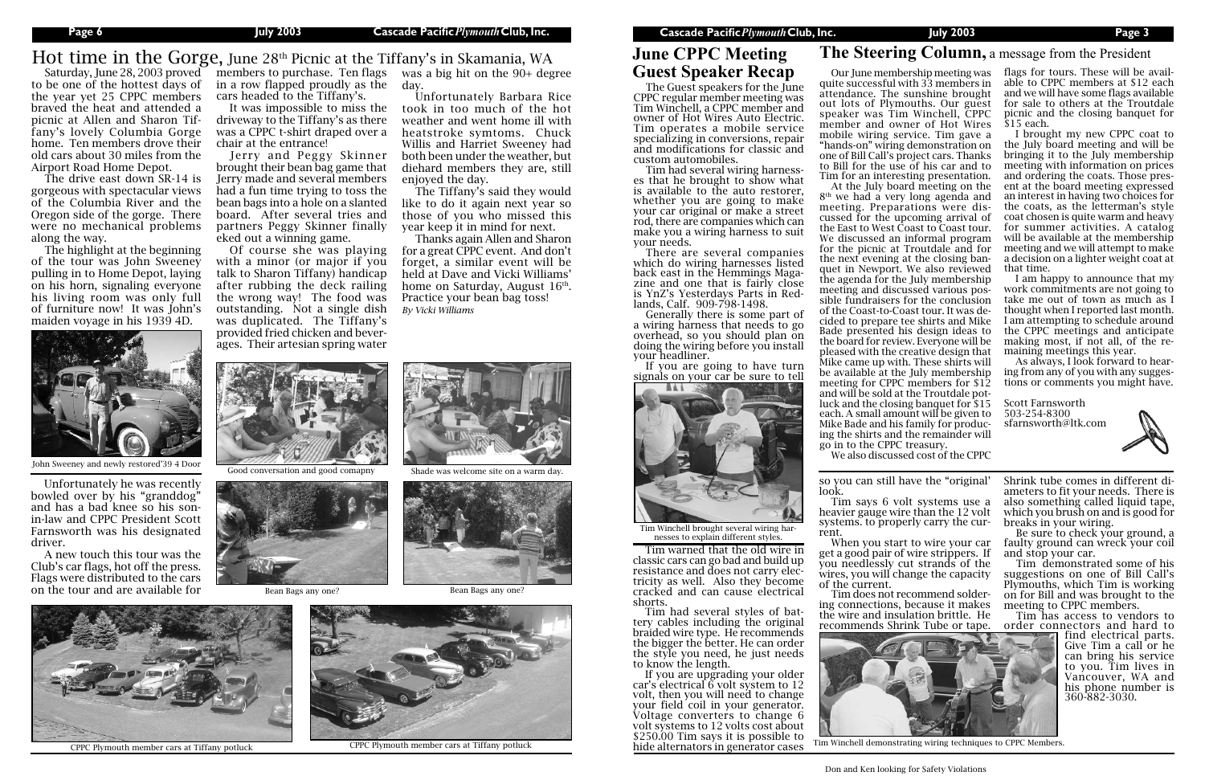# Hot time in the Gorge, June 28th Picnic at the Tiffany's in Skamania, WA

Saturday, June 28, 2003 proved to be one of the hottest days of the year yet 25 CPPC members braved the heat and attended a picnic at Allen and Sharon Tiffany's lovely Columbia Gorge home. Ten members drove their old cars about 30 miles from the Airport Road Home Depot.

The drive east down SR-14 is gorgeous with spectacular views of the Columbia River and the Oregon side of the gorge. There were no mechanical problems along the way.

The highlight at the beginning of the tour was John Sweeney pulling in to Home Depot, laying on his horn, signaling everyone his living room was only full of furniture now! It was John's maiden voyage in his 1939 4D.

John Sweeney and newly restored'39 4 Door

Unfortunately he was recently bowled over by his "granddog" and has a bad knee so his son-in-law and CPPC President Scott Farnsworth was his designated driver.

A new touch this tour was the Club's car flags, hot off the press. Flags were distributed to the cars on the tour and are available for members to purchase. Ten flags in a row flapped proudly as the cars headed to the Tiffany's.

It was impossible to miss the driveway to the Tiffany's as there was a CPPC t-shirt draped over a chair at the entrance!

Jerry and Peggy Skinner brought their bean bag game that Jerry made and several members had a fun time trying to toss the bean bags into a hole on a slanted board. After several tries and partners Peggy Skinner finally eked out a winning game.

Of course she was playing with a minor (or major if you talk to Sharon Tiffany) handicap after rubbing the deck railing the wrong way! The food was outstanding. Not a single dish was duplicated. The Tiffany's provided fried chicken and beverages. Their artesian spring water was a big hit on the 90+ degree day.

Unfortunately Barbara Rice took in too much of the hot weather and went home ill with heatstroke symtoms. Chuck Willis and Harriet Sweeney had both been under the weather, but diehard members they are, still enjoyed the day.

The Tiffany's said they would like to do it again next year so those of you who missed this year keep it in mind for next.

Thanks again Allen and Sharon for a great CPPC event. And don't forget, a similar event will be held at Dave and Vicki Williams' home on Saturday, August 16th. Practice your bean bag toss!

*By Vicki Williams*

Good conversation and good comapny

Shade was welcome site on a warm day.

Bean Bags any one?

Bean Bags any one?

CPPC Plymouth member cars at Tiffany potluck

CPPC Plymouth member cars at Tiffany potluck

# June CPPC Meeting Guest Speaker Recap

The Guest speakers for the June CPPC regular member meeting was Tim Winchell, a CPPC member and owner of Hot Wires Auto Electric. Tim operates a mobile service specializing in conversions, repair and modifications for classic and custom automobiles.

Tim had several wiring harnesses that he brought to show what is available to the auto restorer, whether you are going to make your car original or make a street rod, there are companies which can make you a wiring harness to suit your needs.

There are several companies which do wiring harnesses listed back east in the Hemmings Magazine and one that is fairly close is YnZ's Yesterdays Parts in Redlands, Calf. 909-798-1498.

Generally there is some part of a wiring harness that needs to go overhead, so you should plan on doing the wiring before you install your headliner.

If you are going to have turn signals on your car be sure to tell so you can still have the "original' look.

Tim Winchell brought several wiring harnesses to explain different styles.

Tim warned that the old wire in classic cars can go bad and build up resistance and does not carry electricity as well. Also they become cracked and can cause electrical shorts.

Tim had several styles of battery cables including the original braided wire type. He recommends the bigger the better. He can order the style you need, he just needs to know the length.

If you are upgrading your older car's electrical 6 volt system to 12 volt, then you will need to change your field coil in your generator. Voltage converters to change 6 volt systems to 12 volts cost about $250.00 Tim says it is possible to hide alternators in generator cases

Tim says 6 volt systems use a heavier gauge wire than the 12 volt systems. to properly carry the current.

When you start to wire your car get a good pair of wire strippers. If you needlessly cut strands of the wires, you will change the capacity of the current.

Tim does not recommend soldering connections, because it makes the wire and insulation brittle. He recommends Shrink Tube or tape. Shrink tube comes in different diameters to fit your needs. There is also something called liquid tape, which you brush on and is good for breaks in your wiring.

Be sure to check your ground, a faulty ground can wreck your coil and stop your car.

Tim demonstrated some of his suggestions on one of Bill Call's Plymouths, which Tim is working on for Bill and was brought to the meeting to CPPC members.

Tim has access to vendors to order connectors and hard to find electrical parts. Give Tim a call or he can bring his service to you. Tim lives in Vancouver, WA and his phone number is 360-882-3030.

Tim Winchell demonstrating wiring techniques to CPPC Members.

# The Steering Column, a message from the President

Our June membership meeting was quite successful with 33 members in attendance. The sunshine brought out lots of Plymouths. Our guest speaker was Tim Winchell, CPPC member and owner of Hot Wires mobile wiring service. Tim gave a "hands-on" wiring demonstration on one of Bill Call's project cars. Thanks to Bill for the use of his car and to Tim for an interesting presentation.

At the July board meeting on the 8th we had a very long agenda and meeting. Preparations were discussed for the upcoming arrival of the East to West Coast to Coast tour. We discussed an informal program for the picnic at Troutdale and for the next evening at the closing banquet in Newport. We also reviewed the agenda for the July membership meeting and discussed various possible fundraisers for the conclusion of the Coast-to-Coast tour. It was decided to prepare tee shirts and Mike Bade presented his design ideas to the board for review. Everyone will be pleased with the creative design that Mike came up with. These shirts will be available at the July membership meeting for CPPC members for $12 and will be sold at the Troutdale potluck and the closing banquet for $15 each. A small amount will be given to Mike Bade and his family for producing the shirts and the remainder will go in to the CPPC treasury.

We also discussed cost of the CPPC flags for tours. These will be available to CPPC members at $12 each and we will have some flags available for sale to others at the Troutdale picnic and the closing banquet for $15 each.

I brought my new CPPC coat to the July board meeting and will be bringing it to the July membership meeting with information on prices and ordering the coats. Those present at the board meeting expressed an interest in having two choices for the coats, as the letterman's style coat chosen is quite warm and heavy for summer activities. A catalog will be available at the membership meeting and we will attempt to make a decision on a lighter weight coat at that time.

I am happy to announce that my work commitments are not going to take me out of town as much as I thought when I reported last month. I am attempting to schedule around the CPPC meetings and anticipate making most, if not all, of the remaining meetings this year.

As always, I look forward to hearing from any of you with any suggestions or comments you might have.

Scott Farnsworth
503-254-8300
sfarnsworth@ltk.com

Don and Ken looking for Safety Violations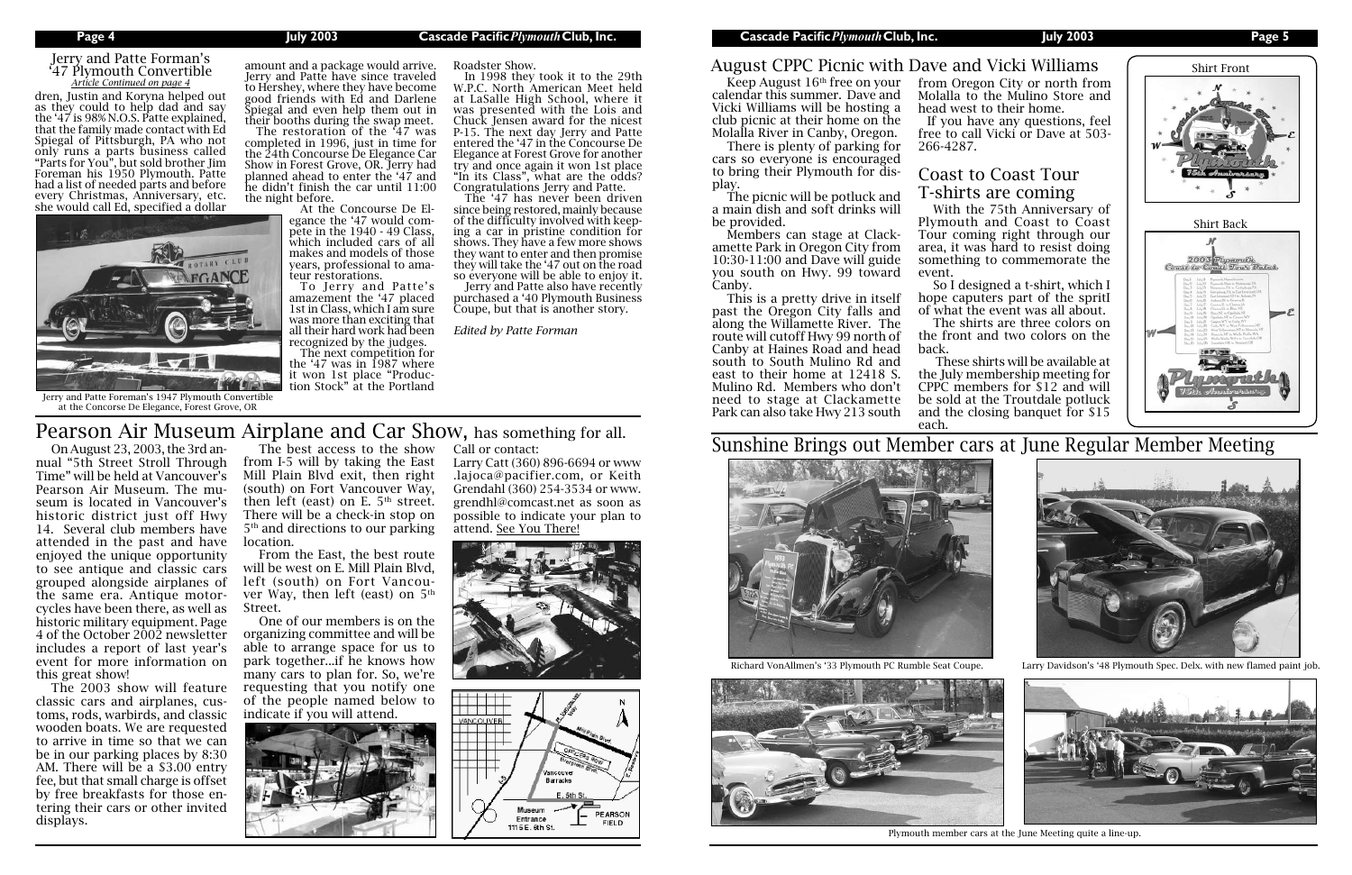## Jerry and Patte Forman's '47 Plymouth Convertible

*Article Continued on page 4*

dren, Justin and Koryna helped out as they could to help dad and say the '47 is 98% N.O.S. Patte explained, that the family made contact with Ed Spiegal of Pittsburgh, PA who not only runs a parts business called "Parts for You", but sold brother Jim Foreman his 1950 Plymouth. Patte had a list of needed parts and before every Christmas, Anniversary, etc. she would call Ed, specified a dollar amount and a package would arrive. Jerry and Patte have since traveled to Hershey, where they have become good friends with Ed and Darlene Spiegal and even help them out in their booths during the swap meet.

The restoration of the '47 was completed in 1996, just in time for the 24th Concourse De Elegance Car Show in Forest Grove, OR. Jerry had planned ahead to enter the '47 and he didn't finish the car until 11:00 the night before.

At the Concourse De Elegance the '47 would compete in the 1940 - 49 Class, which included cars of all makes and models of those years, professional to amateur restorations.

To Jerry and Patte's amazement the '47 placed 1st in Class, which I am sure was more than exciting that all their hard work had been recognized by the judges.

The next competition for the '47 was in 1987 where it won 1st place "Production Stock" at the Portland Roadster Show.

In 1998 they took it to the 29th W.P.C. North American Meet held at LaSalle High School, where it was presented with the Lois and Chuck Jensen award for the nicest P-15. The next day Jerry and Patte entered the '47 in the Concourse De Elegance at Forest Grove for another try and once again it won 1st place "In its Class", what are the odds? Congratulations Jerry and Patte.

The '47 has never been driven since being restored, mainly because of the difficulty involved with keeping a car in pristine condition for shows. They have a few more shows they want to enter and then promise they will take the '47 out on the road so everyone will be able to enjoy it.

Jerry and Patte also have recently purchased a '40 Plymouth Business Coupe, but that is another story.

*Edited by Patte Forman*

Jerry and Patte Foreman's 1947 Plymouth Convertible at the Concorse De Elegance, Forest Grove, OR

## Pearson Air Museum Airplane and Car Show, has something for all.

On August 23, 2003, the 3rd annual "5th Street Stroll Through Time" will be held at Vancouver's Pearson Air Museum. The museum is located in Vancouver's historic district just off Hwy 14. Several club members have attended in the past and have enjoyed the unique opportunity to see antique and classic cars grouped alongside airplanes of the same era. Antique motorcycles have been there, as well as historic military equipment. Page 4 of the October 2002 newsletter includes a report of last year's event for more information on this great show!

The 2003 show will feature classic cars and airplanes, customs, rods, warbirds, and classic wooden boats. We are requested to arrive in time so that we can be in our parking places by 8:30 AM. There will be a $3.00 entry fee, but that small charge is offset by free breakfasts for those entering their cars or other invited displays.

The best access to the show from I-5 will by taking the East Mill Plain Blvd exit, then right (south) on Fort Vancouver Way, then left (east) on E. 5th street. There will be a check-in stop on 5th and directions to our parking location.

From the East, the best route will be west on E. Mill Plain Blvd, left (south) on Fort Vancouver Way, then left (east) on 5th Street.

One of our members is on the organizing committee and will be able to arrange space for us to park together...if he knows how many cars to plan for. So, we're requesting that you notify one of the people named below to indicate if you will attend.

Call or contact:

Larry Catt (360) 896-6694 or www.lajoca@pacifier.com, or Keith Grendahl (360) 254-3534 or www.grendhl@comcast.net as soon as possible to indicate your plan to attend. See You There!

## August CPPC Picnic with Dave and Vicki Williams

Keep August 16th free on your calendar this summer. Dave and Vicki Williams will be hosting a club picnic at their home on the Molalla River in Canby, Oregon.

There is plenty of parking for cars so everyone is encouraged to bring their Plymouth for display.

The picnic will be potluck and a main dish and soft drinks will be provided.

Members can stage at Clackamette Park in Oregon City from 10:30-11:00 and Dave will guide you south on Hwy. 99 toward Canby.

This is a pretty drive in itself past the Oregon City falls and along the Willamette River. The route will cutoff Hwy 99 north of Canby at Haines Road and head south to South Mulino Rd and east to their home at 12418 S. Mulino Rd. Members who don't need to stage at Clackamette Park can also take Hwy 213 south from Oregon City or north from Molalla to the Mulino Store and head west to their home.

If you have any questions, feel free to call Vicki or Dave at 503-266-4287.

## Coast to Coast Tour T-shirts are coming

With the 75th Anniversary of Plymouth and Coast to Coast Tour coming right through our area, it was hard to resist doing something to commemorate the event.

So I designed a t-shirt, which I hope caputers part of the spritI of what the event was all about.

The shirts are three colors on the front and two colors on the back.

These shirts will be available at the July membership meeting for CPPC members for $12 and will be sold at the Troutdale potluck and the closing banquet for $15 each.

Shirt Front

Shirt Back

## Sunshine Brings out Member cars at June Regular Member Meeting

Richard VonAllmen's '33 Plymouth PC Rumble Seat Coupe.

Larry Davidson's '48 Plymouth Spec. Delx. with new flamed paint job.

Plymouth member cars at the June Meeting quite a line-up.